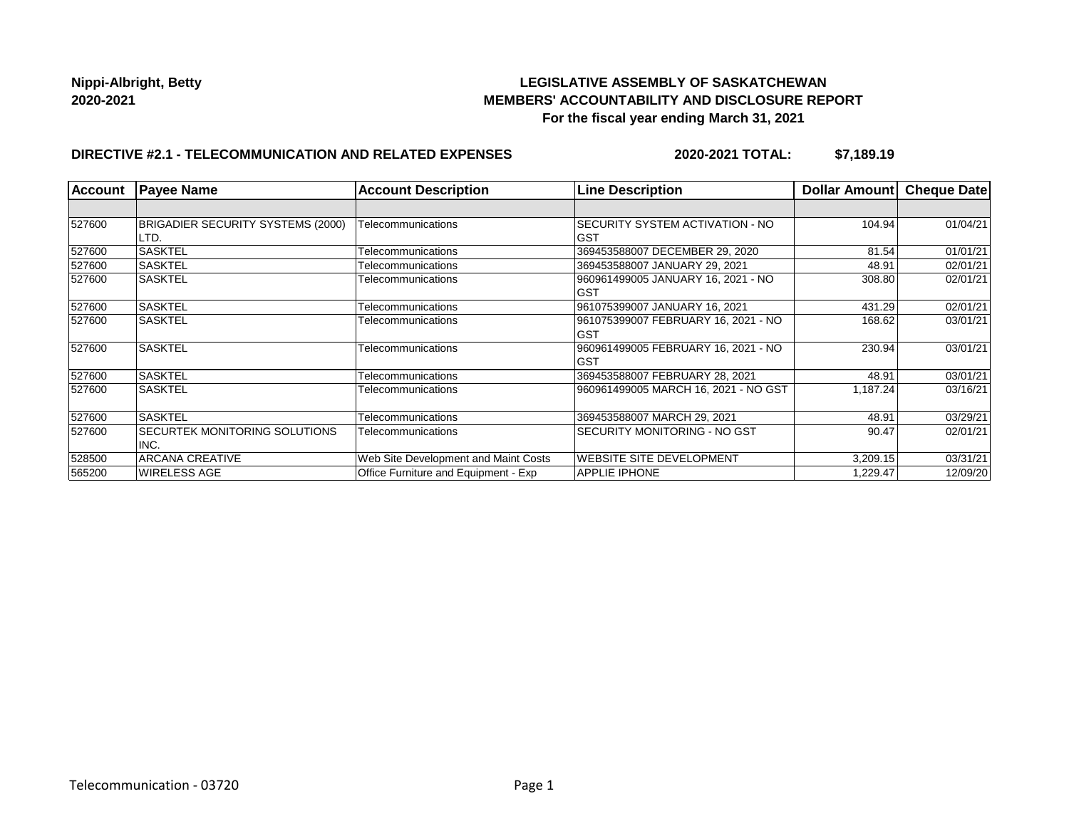**Nippi-Albright, Betty**
**2020-2021**

# LEGISLATIVE ASSEMBLY OF SASKATCHEWAN
## MEMBERS' ACCOUNTABILITY AND DISCLOSURE REPORT
### For the fiscal year ending March 31, 2021

**DIRECTIVE #2.1 - TELECOMMUNICATION AND RELATED EXPENSES** **2020-2021 TOTAL: $7,189.19**

| Account | Payee Name | Account Description | Line Description | Dollar Amount | Cheque Date |
|---|---|---|---|---|---|
| | | | | | |
| 527600 | BRIGADIER SECURITY SYSTEMS (2000) LTD. | Telecommunications | SECURITY SYSTEM ACTIVATION - NO GST | 104.94 | 01/04/21 |
| 527600 | SASKTEL | Telecommunications | 369453588007 DECEMBER 29, 2020 | 81.54 | 01/01/21 |
| 527600 | SASKTEL | Telecommunications | 369453588007 JANUARY 29, 2021 | 48.91 | 02/01/21 |
| 527600 | SASKTEL | Telecommunications | 960961499005 JANUARY 16, 2021 - NO GST | 308.80 | 02/01/21 |
| 527600 | SASKTEL | Telecommunications | 961075399007 JANUARY 16, 2021 | 431.29 | 02/01/21 |
| 527600 | SASKTEL | Telecommunications | 961075399007 FEBRUARY 16, 2021 - NO GST | 168.62 | 03/01/21 |
| 527600 | SASKTEL | Telecommunications | 960961499005 FEBRUARY 16, 2021 - NO GST | 230.94 | 03/01/21 |
| 527600 | SASKTEL | Telecommunications | 369453588007 FEBRUARY 28, 2021 | 48.91 | 03/01/21 |
| 527600 | SASKTEL | Telecommunications | 960961499005 MARCH 16, 2021 - NO GST | 1,187.24 | 03/16/21 |
| 527600 | SASKTEL | Telecommunications | 369453588007 MARCH 29, 2021 | 48.91 | 03/29/21 |
| 527600 | SECURTEK MONITORING SOLUTIONS INC. | Telecommunications | SECURITY MONITORING - NO GST | 90.47 | 02/01/21 |
| 528500 | ARCANA CREATIVE | Web Site Development and Maint Costs | WEBSITE SITE DEVELOPMENT | 3,209.15 | 03/31/21 |
| 565200 | WIRELESS AGE | Office Furniture and Equipment - Exp | APPLIE IPHONE | 1,229.47 | 12/09/20 |

Telecommunication - 03720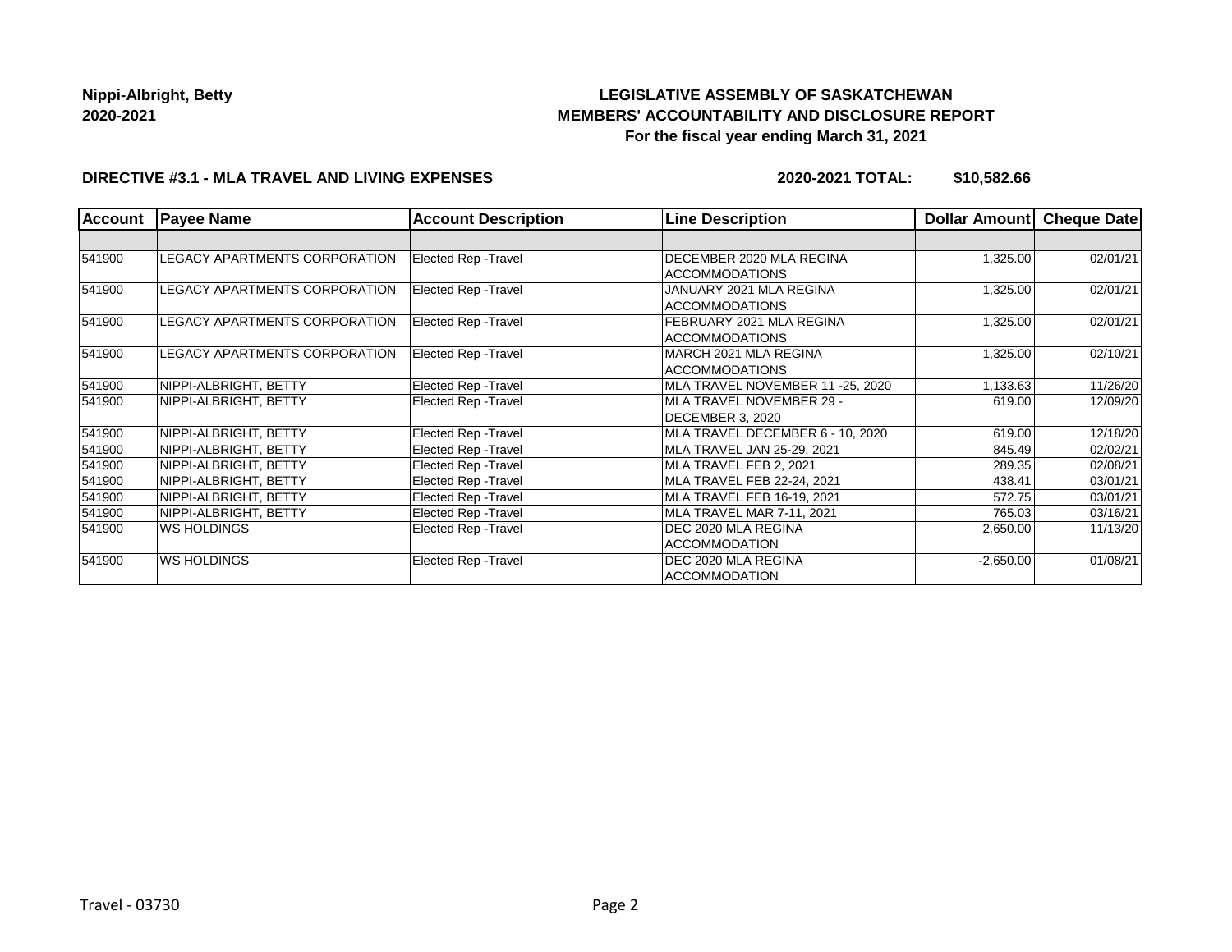**Nippi-Albright, Betty**
**2020-2021**

**LEGISLATIVE ASSEMBLY OF SASKATCHEWAN**
**MEMBERS' ACCOUNTABILITY AND DISCLOSURE REPORT**
**For the fiscal year ending March 31, 2021**

**DIRECTIVE #3.1 - MLA TRAVEL AND LIVING EXPENSES** **2020-2021 TOTAL: $10,582.66**

| Account | Payee Name | Account Description | Line Description | Dollar Amount | Cheque Date |
|---|---|---|---|---|---|
| | | | | | |
| 541900 | LEGACY APARTMENTS CORPORATION | Elected Rep -Travel | DECEMBER 2020 MLA REGINA ACCOMMODATIONS | 1,325.00 | 02/01/21 |
| 541900 | LEGACY APARTMENTS CORPORATION | Elected Rep -Travel | JANUARY 2021 MLA REGINA ACCOMMODATIONS | 1,325.00 | 02/01/21 |
| 541900 | LEGACY APARTMENTS CORPORATION | Elected Rep -Travel | FEBRUARY 2021 MLA REGINA ACCOMMODATIONS | 1,325.00 | 02/01/21 |
| 541900 | LEGACY APARTMENTS CORPORATION | Elected Rep -Travel | MARCH 2021 MLA REGINA ACCOMMODATIONS | 1,325.00 | 02/10/21 |
| 541900 | NIPPI-ALBRIGHT, BETTY | Elected Rep -Travel | MLA TRAVEL NOVEMBER 11 -25, 2020 | 1,133.63 | 11/26/20 |
| 541900 | NIPPI-ALBRIGHT, BETTY | Elected Rep -Travel | MLA TRAVEL NOVEMBER 29 - DECEMBER 3, 2020 | 619.00 | 12/09/20 |
| 541900 | NIPPI-ALBRIGHT, BETTY | Elected Rep -Travel | MLA TRAVEL DECEMBER 6 - 10, 2020 | 619.00 | 12/18/20 |
| 541900 | NIPPI-ALBRIGHT, BETTY | Elected Rep -Travel | MLA TRAVEL JAN 25-29, 2021 | 845.49 | 02/02/21 |
| 541900 | NIPPI-ALBRIGHT, BETTY | Elected Rep -Travel | MLA TRAVEL FEB 2, 2021 | 289.35 | 02/08/21 |
| 541900 | NIPPI-ALBRIGHT, BETTY | Elected Rep -Travel | MLA TRAVEL FEB 22-24, 2021 | 438.41 | 03/01/21 |
| 541900 | NIPPI-ALBRIGHT, BETTY | Elected Rep -Travel | MLA TRAVEL FEB 16-19, 2021 | 572.75 | 03/01/21 |
| 541900 | NIPPI-ALBRIGHT, BETTY | Elected Rep -Travel | MLA TRAVEL MAR 7-11, 2021 | 765.03 | 03/16/21 |
| 541900 | WS HOLDINGS | Elected Rep -Travel | DEC 2020 MLA REGINA ACCOMMODATION | 2,650.00 | 11/13/20 |
| 541900 | WS HOLDINGS | Elected Rep -Travel | DEC 2020 MLA REGINA ACCOMMODATION | -2,650.00 | 01/08/21 |

Travel - 03730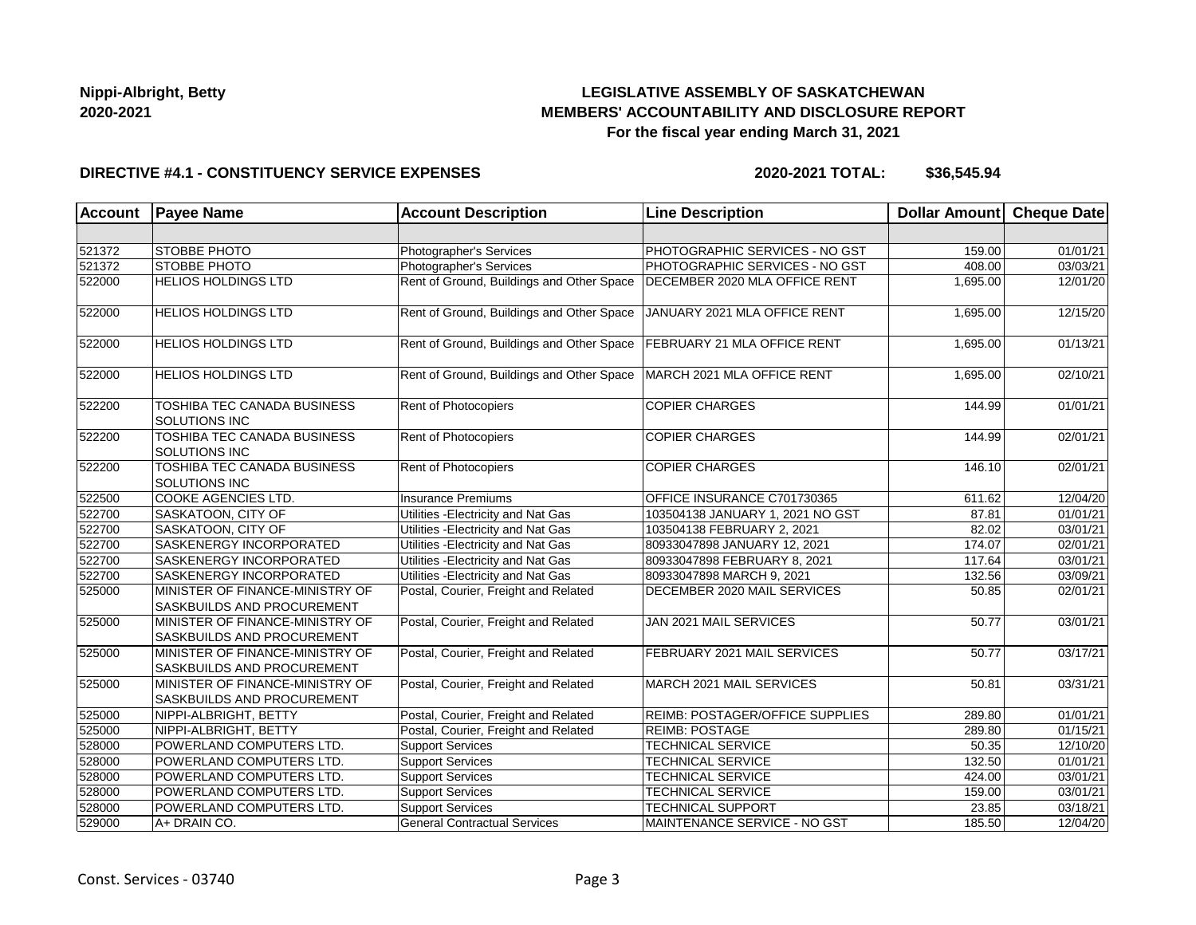**Nippi-Albright, Betty**
**2020-2021**

**LEGISLATIVE ASSEMBLY OF SASKATCHEWAN**
**MEMBERS' ACCOUNTABILITY AND DISCLOSURE REPORT**
**For the fiscal year ending March 31, 2021**

**DIRECTIVE #4.1 - CONSTITUENCY SERVICE EXPENSES** **2020-2021 TOTAL: $36,545.94**

| Account | Payee Name | Account Description | Line Description | Dollar Amount | Cheque Date |
|---|---|---|---|---|---|
| | | | | | |
| 521372 | STOBBE PHOTO | Photographer's Services | PHOTOGRAPHIC SERVICES - NO GST | 159.00 | 01/01/21 |
| 521372 | STOBBE PHOTO | Photographer's Services | PHOTOGRAPHIC SERVICES - NO GST | 408.00 | 03/03/21 |
| 522000 | HELIOS HOLDINGS LTD | Rent of Ground, Buildings and Other Space | DECEMBER 2020 MLA OFFICE RENT | 1,695.00 | 12/01/20 |
| 522000 | HELIOS HOLDINGS LTD | Rent of Ground, Buildings and Other Space | JANUARY 2021 MLA OFFICE RENT | 1,695.00 | 12/15/20 |
| 522000 | HELIOS HOLDINGS LTD | Rent of Ground, Buildings and Other Space | FEBRUARY 21 MLA OFFICE RENT | 1,695.00 | 01/13/21 |
| 522000 | HELIOS HOLDINGS LTD | Rent of Ground, Buildings and Other Space | MARCH 2021 MLA OFFICE RENT | 1,695.00 | 02/10/21 |
| 522200 | TOSHIBA TEC CANADA BUSINESS SOLUTIONS INC | Rent of Photocopiers | COPIER CHARGES | 144.99 | 01/01/21 |
| 522200 | TOSHIBA TEC CANADA BUSINESS SOLUTIONS INC | Rent of Photocopiers | COPIER CHARGES | 144.99 | 02/01/21 |
| 522200 | TOSHIBA TEC CANADA BUSINESS SOLUTIONS INC | Rent of Photocopiers | COPIER CHARGES | 146.10 | 02/01/21 |
| 522500 | COOKE AGENCIES LTD. | Insurance Premiums | OFFICE INSURANCE C701730365 | 611.62 | 12/04/20 |
| 522700 | SASKATOON, CITY OF | Utilities -Electricity and Nat Gas | 103504138 JANUARY 1, 2021 NO GST | 87.81 | 01/01/21 |
| 522700 | SASKATOON, CITY OF | Utilities -Electricity and Nat Gas | 103504138 FEBRUARY 2, 2021 | 82.02 | 03/01/21 |
| 522700 | SASKENERGY INCORPORATED | Utilities -Electricity and Nat Gas | 80933047898 JANUARY 12, 2021 | 174.07 | 02/01/21 |
| 522700 | SASKENERGY INCORPORATED | Utilities -Electricity and Nat Gas | 80933047898 FEBRUARY 8, 2021 | 117.64 | 03/01/21 |
| 522700 | SASKENERGY INCORPORATED | Utilities -Electricity and Nat Gas | 80933047898 MARCH 9, 2021 | 132.56 | 03/09/21 |
| 525000 | MINISTER OF FINANCE-MINISTRY OF SASKBUILDS AND PROCUREMENT | Postal, Courier, Freight and Related | DECEMBER 2020 MAIL SERVICES | 50.85 | 02/01/21 |
| 525000 | MINISTER OF FINANCE-MINISTRY OF SASKBUILDS AND PROCUREMENT | Postal, Courier, Freight and Related | JAN 2021 MAIL SERVICES | 50.77 | 03/01/21 |
| 525000 | MINISTER OF FINANCE-MINISTRY OF SASKBUILDS AND PROCUREMENT | Postal, Courier, Freight and Related | FEBRUARY 2021 MAIL SERVICES | 50.77 | 03/17/21 |
| 525000 | MINISTER OF FINANCE-MINISTRY OF SASKBUILDS AND PROCUREMENT | Postal, Courier, Freight and Related | MARCH 2021 MAIL SERVICES | 50.81 | 03/31/21 |
| 525000 | NIPPI-ALBRIGHT, BETTY | Postal, Courier, Freight and Related | REIMB: POSTAGER/OFFICE SUPPLIES | 289.80 | 01/01/21 |
| 525000 | NIPPI-ALBRIGHT, BETTY | Postal, Courier, Freight and Related | REIMB: POSTAGE | 289.80 | 01/15/21 |
| 528000 | POWERLAND COMPUTERS LTD. | Support Services | TECHNICAL SERVICE | 50.35 | 12/10/20 |
| 528000 | POWERLAND COMPUTERS LTD. | Support Services | TECHNICAL SERVICE | 132.50 | 01/01/21 |
| 528000 | POWERLAND COMPUTERS LTD. | Support Services | TECHNICAL SERVICE | 424.00 | 03/01/21 |
| 528000 | POWERLAND COMPUTERS LTD. | Support Services | TECHNICAL SERVICE | 159.00 | 03/01/21 |
| 528000 | POWERLAND COMPUTERS LTD. | Support Services | TECHNICAL SUPPORT | 23.85 | 03/18/21 |
| 529000 | A+ DRAIN CO. | General Contractual Services | MAINTENANCE SERVICE - NO GST | 185.50 | 12/04/20 |

Const. Services - 03740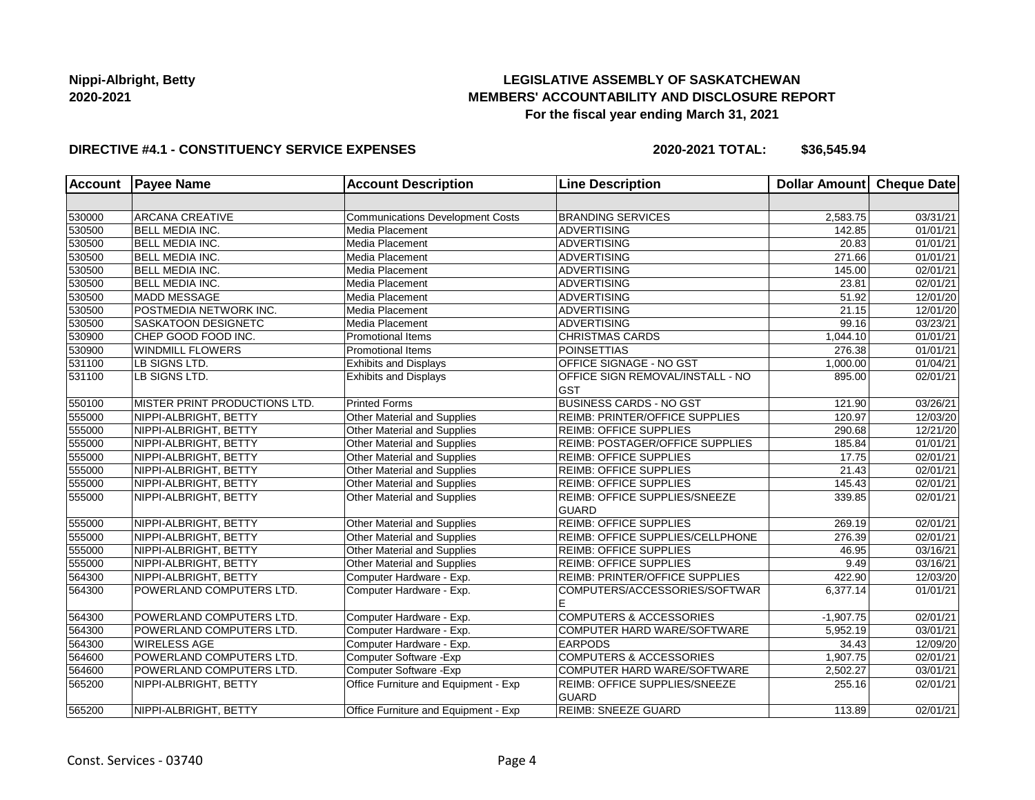**Nippi-Albright, Betty**
**2020-2021**

**LEGISLATIVE ASSEMBLY OF SASKATCHEWAN**
**MEMBERS' ACCOUNTABILITY AND DISCLOSURE REPORT**
**For the fiscal year ending March 31, 2021**

**DIRECTIVE #4.1 - CONSTITUENCY SERVICE EXPENSES**

**2020-2021 TOTAL: $36,545.94**

| Account | Payee Name | Account Description | Line Description | Dollar Amount | Cheque Date |
|---|---|---|---|---|---|
| | | | | | |
| 530000 | ARCANA CREATIVE | Communications Development Costs | BRANDING SERVICES | 2,583.75 | 03/31/21 |
| 530500 | BELL MEDIA INC. | Media Placement | ADVERTISING | 142.85 | 01/01/21 |
| 530500 | BELL MEDIA INC. | Media Placement | ADVERTISING | 20.83 | 01/01/21 |
| 530500 | BELL MEDIA INC. | Media Placement | ADVERTISING | 271.66 | 01/01/21 |
| 530500 | BELL MEDIA INC. | Media Placement | ADVERTISING | 145.00 | 02/01/21 |
| 530500 | BELL MEDIA INC. | Media Placement | ADVERTISING | 23.81 | 02/01/21 |
| 530500 | MADD MESSAGE | Media Placement | ADVERTISING | 51.92 | 12/01/20 |
| 530500 | POSTMEDIA NETWORK INC. | Media Placement | ADVERTISING | 21.15 | 12/01/20 |
| 530500 | SASKATOON DESIGNETC | Media Placement | ADVERTISING | 99.16 | 03/23/21 |
| 530900 | CHEP GOOD FOOD INC. | Promotional Items | CHRISTMAS CARDS | 1,044.10 | 01/01/21 |
| 530900 | WINDMILL FLOWERS | Promotional Items | POINSETTIAS | 276.38 | 01/01/21 |
| 531100 | LB SIGNS LTD. | Exhibits and Displays | OFFICE SIGNAGE - NO GST | 1,000.00 | 01/04/21 |
| 531100 | LB SIGNS LTD. | Exhibits and Displays | OFFICE SIGN REMOVAL/INSTALL - NO GST | 895.00 | 02/01/21 |
| 550100 | MISTER PRINT PRODUCTIONS LTD. | Printed Forms | BUSINESS CARDS - NO GST | 121.90 | 03/26/21 |
| 555000 | NIPPI-ALBRIGHT, BETTY | Other Material and Supplies | REIMB: PRINTER/OFFICE SUPPLIES | 120.97 | 12/03/20 |
| 555000 | NIPPI-ALBRIGHT, BETTY | Other Material and Supplies | REIMB: OFFICE SUPPLIES | 290.68 | 12/21/20 |
| 555000 | NIPPI-ALBRIGHT, BETTY | Other Material and Supplies | REIMB: POSTAGER/OFFICE SUPPLIES | 185.84 | 01/01/21 |
| 555000 | NIPPI-ALBRIGHT, BETTY | Other Material and Supplies | REIMB: OFFICE SUPPLIES | 17.75 | 02/01/21 |
| 555000 | NIPPI-ALBRIGHT, BETTY | Other Material and Supplies | REIMB: OFFICE SUPPLIES | 21.43 | 02/01/21 |
| 555000 | NIPPI-ALBRIGHT, BETTY | Other Material and Supplies | REIMB: OFFICE SUPPLIES | 145.43 | 02/01/21 |
| 555000 | NIPPI-ALBRIGHT, BETTY | Other Material and Supplies | REIMB: OFFICE SUPPLIES/SNEEZE GUARD | 339.85 | 02/01/21 |
| 555000 | NIPPI-ALBRIGHT, BETTY | Other Material and Supplies | REIMB: OFFICE SUPPLIES | 269.19 | 02/01/21 |
| 555000 | NIPPI-ALBRIGHT, BETTY | Other Material and Supplies | REIMB: OFFICE SUPPLIES/CELLPHONE | 276.39 | 02/01/21 |
| 555000 | NIPPI-ALBRIGHT, BETTY | Other Material and Supplies | REIMB: OFFICE SUPPLIES | 46.95 | 03/16/21 |
| 555000 | NIPPI-ALBRIGHT, BETTY | Other Material and Supplies | REIMB: OFFICE SUPPLIES | 9.49 | 03/16/21 |
| 564300 | NIPPI-ALBRIGHT, BETTY | Computer Hardware - Exp. | REIMB: PRINTER/OFFICE SUPPLIES | 422.90 | 12/03/20 |
| 564300 | POWERLAND COMPUTERS LTD. | Computer Hardware - Exp. | COMPUTERS/ACCESSORIES/SOFTWARE | 6,377.14 | 01/01/21 |
| 564300 | POWERLAND COMPUTERS LTD. | Computer Hardware - Exp. | COMPUTERS & ACCESSORIES | -1,907.75 | 02/01/21 |
| 564300 | POWERLAND COMPUTERS LTD. | Computer Hardware - Exp. | COMPUTER HARD WARE/SOFTWARE | 5,952.19 | 03/01/21 |
| 564300 | WIRELESS AGE | Computer Hardware - Exp. | EARPODS | 34.43 | 12/09/20 |
| 564600 | POWERLAND COMPUTERS LTD. | Computer Software -Exp | COMPUTERS & ACCESSORIES | 1,907.75 | 02/01/21 |
| 564600 | POWERLAND COMPUTERS LTD. | Computer Software -Exp | COMPUTER HARD WARE/SOFTWARE | 2,502.27 | 03/01/21 |
| 565200 | NIPPI-ALBRIGHT, BETTY | Office Furniture and Equipment - Exp | REIMB: OFFICE SUPPLIES/SNEEZE GUARD | 255.16 | 02/01/21 |
| 565200 | NIPPI-ALBRIGHT, BETTY | Office Furniture and Equipment - Exp | REIMB: SNEEZE GUARD | 113.89 | 02/01/21 |

Const. Services - 03740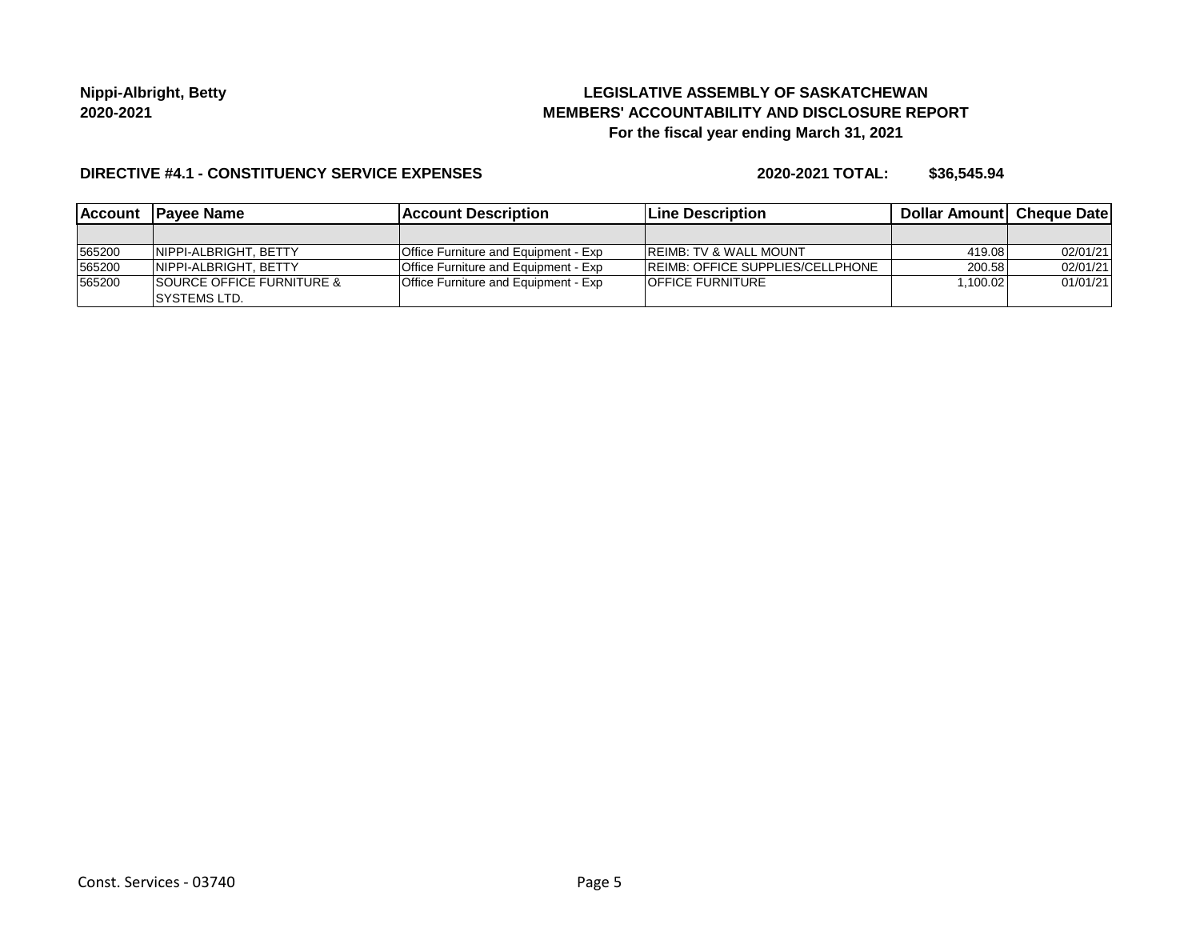**Nippi-Albright, Betty**
**2020-2021**

**LEGISLATIVE ASSEMBLY OF SASKATCHEWAN**
**MEMBERS' ACCOUNTABILITY AND DISCLOSURE REPORT**
**For the fiscal year ending March 31, 2021**

**DIRECTIVE #4.1 - CONSTITUENCY SERVICE EXPENSES** **2020-2021 TOTAL: $36,545.94**

| Account | Payee Name | Account Description | Line Description | Dollar Amount | Cheque Date |
|---|---|---|---|---|---|
| | | | | | |
| 565200 | NIPPI-ALBRIGHT, BETTY | Office Furniture and Equipment - Exp | REIMB: TV & WALL MOUNT | 419.08 | 02/01/21 |
| 565200 | NIPPI-ALBRIGHT, BETTY | Office Furniture and Equipment - Exp | REIMB: OFFICE SUPPLIES/CELLPHONE | 200.58 | 02/01/21 |
| 565200 | SOURCE OFFICE FURNITURE & SYSTEMS LTD. | Office Furniture and Equipment - Exp | OFFICE FURNITURE | 1,100.02 | 01/01/21 |

Const. Services - 03740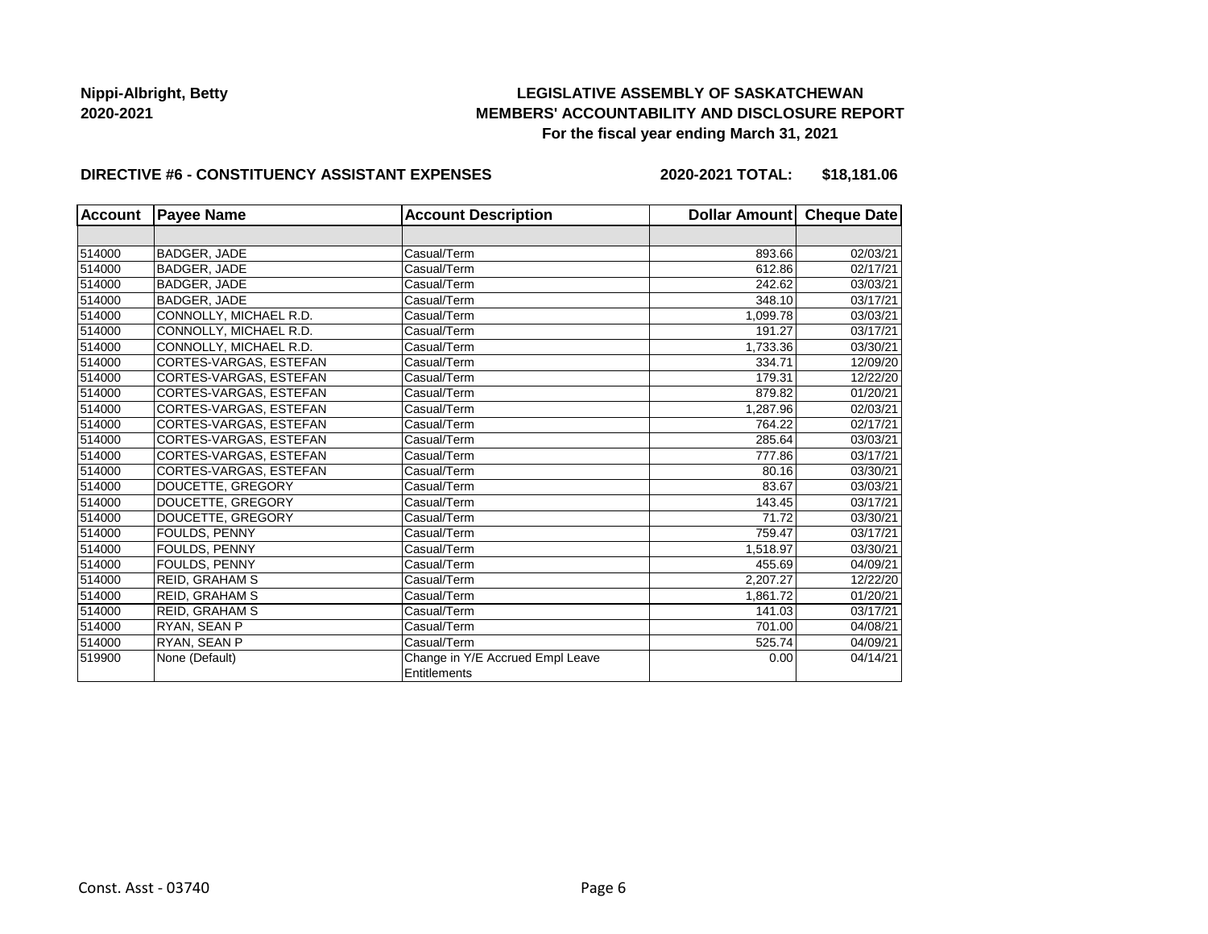**Nippi-Albright, Betty**
**2020-2021**

**LEGISLATIVE ASSEMBLY OF SASKATCHEWAN**
**MEMBERS' ACCOUNTABILITY AND DISCLOSURE REPORT**
**For the fiscal year ending March 31, 2021**

**DIRECTIVE #6 - CONSTITUENCY ASSISTANT EXPENSES** **2020-2021 TOTAL: $18,181.06**

| Account | Payee Name | Account Description | Dollar Amount | Cheque Date |
|---|---|---|---|---|
| | | | | |
| 514000 | BADGER, JADE | Casual/Term | 893.66 | 02/03/21 |
| 514000 | BADGER, JADE | Casual/Term | 612.86 | 02/17/21 |
| 514000 | BADGER, JADE | Casual/Term | 242.62 | 03/03/21 |
| 514000 | BADGER, JADE | Casual/Term | 348.10 | 03/17/21 |
| 514000 | CONNOLLY, MICHAEL R.D. | Casual/Term | 1,099.78 | 03/03/21 |
| 514000 | CONNOLLY, MICHAEL R.D. | Casual/Term | 191.27 | 03/17/21 |
| 514000 | CONNOLLY, MICHAEL R.D. | Casual/Term | 1,733.36 | 03/30/21 |
| 514000 | CORTES-VARGAS, ESTEFAN | Casual/Term | 334.71 | 12/09/20 |
| 514000 | CORTES-VARGAS, ESTEFAN | Casual/Term | 179.31 | 12/22/20 |
| 514000 | CORTES-VARGAS, ESTEFAN | Casual/Term | 879.82 | 01/20/21 |
| 514000 | CORTES-VARGAS, ESTEFAN | Casual/Term | 1,287.96 | 02/03/21 |
| 514000 | CORTES-VARGAS, ESTEFAN | Casual/Term | 764.22 | 02/17/21 |
| 514000 | CORTES-VARGAS, ESTEFAN | Casual/Term | 285.64 | 03/03/21 |
| 514000 | CORTES-VARGAS, ESTEFAN | Casual/Term | 777.86 | 03/17/21 |
| 514000 | CORTES-VARGAS, ESTEFAN | Casual/Term | 80.16 | 03/30/21 |
| 514000 | DOUCETTE, GREGORY | Casual/Term | 83.67 | 03/03/21 |
| 514000 | DOUCETTE, GREGORY | Casual/Term | 143.45 | 03/17/21 |
| 514000 | DOUCETTE, GREGORY | Casual/Term | 71.72 | 03/30/21 |
| 514000 | FOULDS, PENNY | Casual/Term | 759.47 | 03/17/21 |
| 514000 | FOULDS, PENNY | Casual/Term | 1,518.97 | 03/30/21 |
| 514000 | FOULDS, PENNY | Casual/Term | 455.69 | 04/09/21 |
| 514000 | REID, GRAHAM S | Casual/Term | 2,207.27 | 12/22/20 |
| 514000 | REID, GRAHAM S | Casual/Term | 1,861.72 | 01/20/21 |
| 514000 | REID, GRAHAM S | Casual/Term | 141.03 | 03/17/21 |
| 514000 | RYAN, SEAN P | Casual/Term | 701.00 | 04/08/21 |
| 514000 | RYAN, SEAN P | Casual/Term | 525.74 | 04/09/21 |
| 519900 | None (Default) | Change in Y/E Accrued Empl Leave Entitlements | 0.00 | 04/14/21 |

Const. Asst - 03740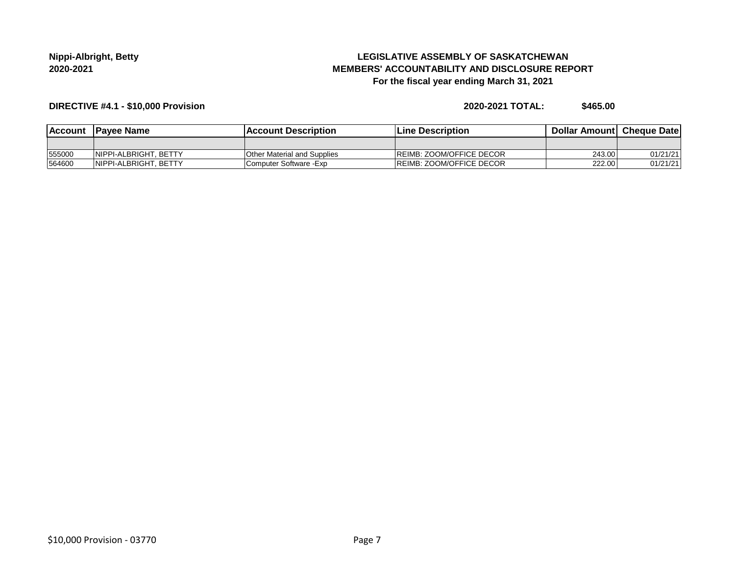**Nippi-Albright, Betty**
**2020-2021**

**LEGISLATIVE ASSEMBLY OF SASKATCHEWAN**
**MEMBERS' ACCOUNTABILITY AND DISCLOSURE REPORT**
**For the fiscal year ending March 31, 2021**

**DIRECTIVE #4.1 - $10,000 Provision** **2020-2021 TOTAL: $465.00**

| Account | Payee Name | Account Description | Line Description | Dollar Amount | Cheque Date |
|---|---|---|---|---|---|
| | | | | | |
| 555000 | NIPPI-ALBRIGHT, BETTY | Other Material and Supplies | REIMB: ZOOM/OFFICE DECOR | 243.00 | 01/21/21 |
| 564600 | NIPPI-ALBRIGHT, BETTY | Computer Software -Exp | REIMB: ZOOM/OFFICE DECOR | 222.00 | 01/21/21 |

$10,000 Provision - 03770